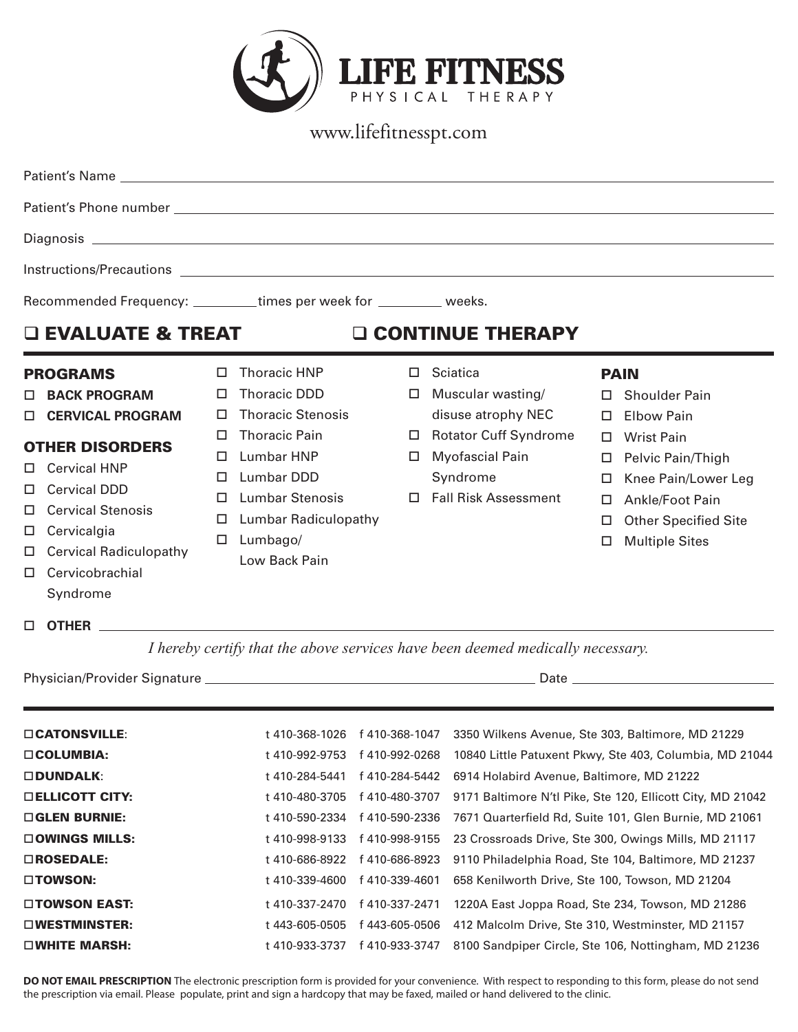# LIFE FITNESS
PHYSICAL THERAPY

www.lifefitnesspt.com

Patient's Name ______________________________

Patient's Phone number ______________________________

Diagnosis ______________________________

Instructions/Precautions ______________________________

Recommended Frequency: _________times per week for _________ weeks.

## ☐ EVALUATE & TREAT ☐ CONTINUE THERAPY

### PROGRAMS

- ☐ **BACK PROGRAM**
- ☐ **CERVICAL PROGRAM**

### OTHER DISORDERS

- ☐ Cervical HNP
- ☐ Cervical DDD
- ☐ Cervical Stenosis
- ☐ Cervicalgia
- ☐ Cervical Radiculopathy
- ☐ Cervicobrachial Syndrome
- ☐ Thoracic HNP
- ☐ Thoracic DDD
- ☐ Thoracic Stenosis
- ☐ Thoracic Pain
- ☐ Lumbar HNP
- ☐ Lumbar DDD
- ☐ Lumbar Stenosis
- ☐ Lumbar Radiculopathy
- ☐ Lumbago/ Low Back Pain
- ☐ Sciatica
- ☐ Muscular wasting/ disuse atrophy NEC
- ☐ Rotator Cuff Syndrome
- ☐ Myofascial Pain Syndrome
- ☐ Fall Risk Assessment

### PAIN

- ☐ Shoulder Pain
- ☐ Elbow Pain
- ☐ Wrist Pain
- ☐ Pelvic Pain/Thigh
- ☐ Knee Pain/Lower Leg
- ☐ Ankle/Foot Pain
- ☐ Other Specified Site
- ☐ Multiple Sites

☐ **OTHER** ______________________________

*I hereby certify that the above services have been deemed medically necessary.*

Physician/Provider Signature ______________________________ Date ______________

| Location | Phone | Fax | Address |
|---|---|---|---|
| ☐**CATONSVILLE**: | t 410-368-1026 | f 410-368-1047 | 3350 Wilkens Avenue, Ste 303, Baltimore, MD 21229 |
| ☐**COLUMBIA:** | t 410-992-9753 | f 410-992-0268 | 10840 Little Patuxent Pkwy, Ste 403, Columbia, MD 21044 |
| ☐**DUNDALK**: | t 410-284-5441 | f 410-284-5442 | 6914 Holabird Avenue, Baltimore, MD 21222 |
| ☐**ELLICOTT CITY:** | t 410-480-3705 | f 410-480-3707 | 9171 Baltimore N'tl Pike, Ste 120, Ellicott City, MD 21042 |
| ☐**GLEN BURNIE:** | t 410-590-2334 | f 410-590-2336 | 7671 Quarterfield Rd, Suite 101, Glen Burnie, MD 21061 |
| ☐**OWINGS MILLS:** | t 410-998-9133 | f 410-998-9155 | 23 Crossroads Drive, Ste 300, Owings Mills, MD 21117 |
| ☐**ROSEDALE:** | t 410-686-8922 | f 410-686-8923 | 9110 Philadelphia Road, Ste 104, Baltimore, MD 21237 |
| ☐**TOWSON:** | t 410-339-4600 | f 410-339-4601 | 658 Kenilworth Drive, Ste 100, Towson, MD 21204 |
| ☐**TOWSON EAST:** | t 410-337-2470 | f 410-337-2471 | 1220A East Joppa Road, Ste 234, Towson, MD 21286 |
| ☐**WESTMINSTER:** | t 443-605-0505 | f 443-605-0506 | 412 Malcolm Drive, Ste 310, Westminster, MD 21157 |
| ☐**WHITE MARSH:** | t 410-933-3737 | f 410-933-3747 | 8100 Sandpiper Circle, Ste 106, Nottingham, MD 21236 |

**DO NOT EMAIL PRESCRIPTION** The electronic prescription form is provided for your convenience. With respect to responding to this form, please do not send the prescription via email. Please populate, print and sign a hardcopy that may be faxed, mailed or hand delivered to the clinic.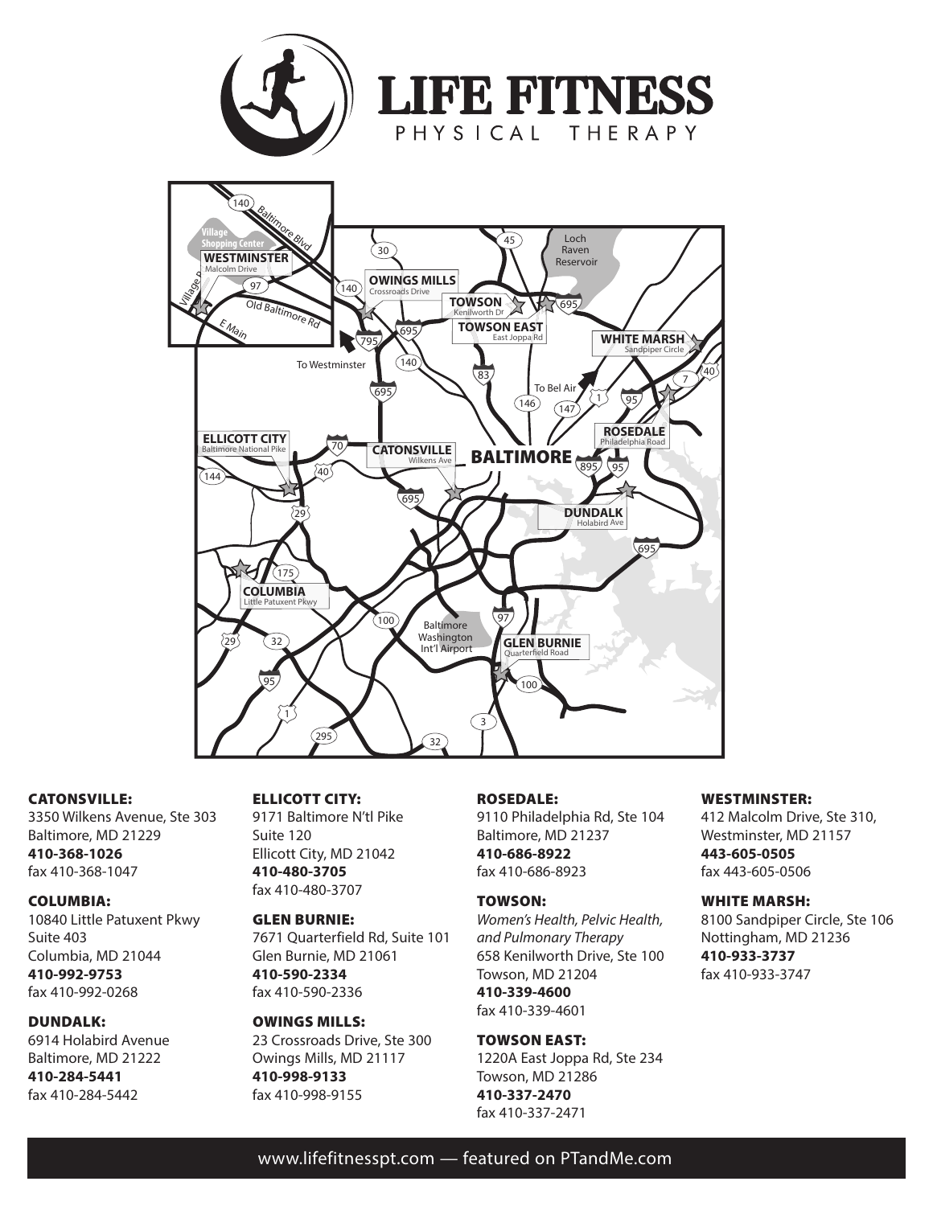# LIFE FITNESS

PHYSICAL THERAPY

### CATONSVILLE:
3350 Wilkens Avenue, Ste 303
Baltimore, MD 21229
**410-368-1026**
fax 410-368-1047

### COLUMBIA:
10840 Little Patuxent Pkwy
Suite 403
Columbia, MD 21044
**410-992-9753**
fax 410-992-0268

### DUNDALK:
6914 Holabird Avenue
Baltimore, MD 21222
**410-284-5441**
fax 410-284-5442

### ELLICOTT CITY:
9171 Baltimore N'tl Pike
Suite 120
Ellicott City, MD 21042
**410-480-3705**
fax 410-480-3707

### GLEN BURNIE:
7671 Quarterfield Rd, Suite 101
Glen Burnie, MD 21061
**410-590-2334**
fax 410-590-2336

### OWINGS MILLS:
23 Crossroads Drive, Ste 300
Owings Mills, MD 21117
**410-998-9133**
fax 410-998-9155

### ROSEDALE:
9110 Philadelphia Rd, Ste 104
Baltimore, MD 21237
**410-686-8922**
fax 410-686-8923

### TOWSON:
*Women's Health, Pelvic Health, and Pulmonary Therapy*
658 Kenilworth Drive, Ste 100
Towson, MD 21204
**410-339-4600**
fax 410-339-4601

### TOWSON EAST:
1220A East Joppa Rd, Ste 234
Towson, MD 21286
**410-337-2470**
fax 410-337-2471

### WESTMINSTER:
412 Malcolm Drive, Ste 310,
Westminster, MD 21157
**443-605-0505**
fax 443-605-0506

### WHITE MARSH:
8100 Sandpiper Circle, Ste 106
Nottingham, MD 21236
**410-933-3737**
fax 410-933-3747

www.lifefitnesspt.com — featured on PTandMe.com